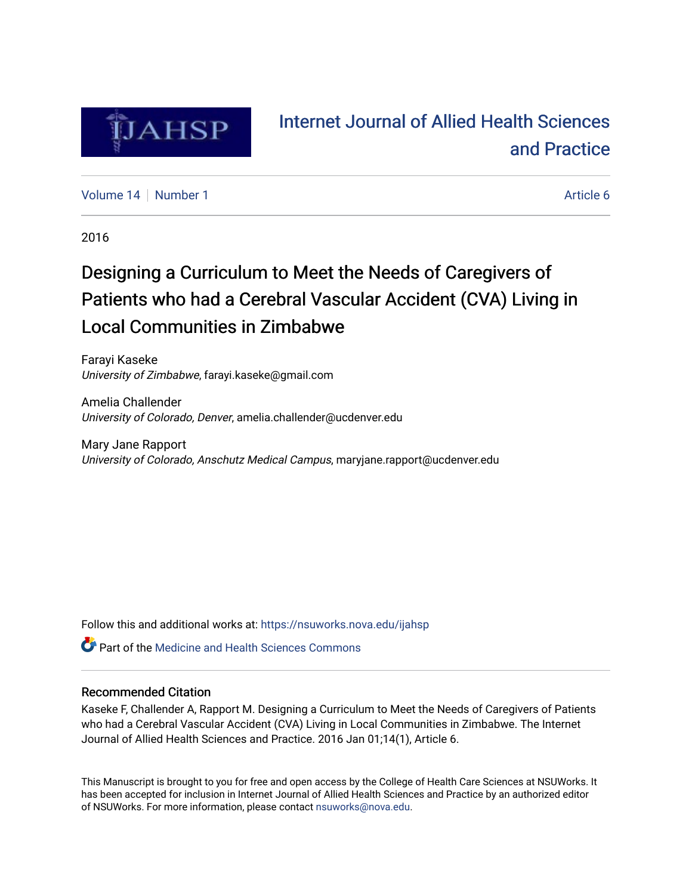# Internet Journal of Allied Health Sciences and Practice

Volume 14 | Number 1 | Article 6

2016

# Designing a Curriculum to Meet the Needs of Caregivers of Patients who had a Cerebral Vascular Accident (CVA) Living in Local Communities in Zimbabwe

Farayi Kaseke
*University of Zimbabwe*, farayi.kaseke@gmail.com

Amelia Challender
*University of Colorado, Denver*, amelia.challender@ucdenver.edu

Mary Jane Rapport
*University of Colorado, Anschutz Medical Campus*, maryjane.rapport@ucdenver.edu

Follow this and additional works at: https://nsuworks.nova.edu/ijahsp

Part of the Medicine and Health Sciences Commons

## Recommended Citation

Kaseke F, Challender A, Rapport M. Designing a Curriculum to Meet the Needs of Caregivers of Patients who had a Cerebral Vascular Accident (CVA) Living in Local Communities in Zimbabwe. The Internet Journal of Allied Health Sciences and Practice. 2016 Jan 01;14(1), Article 6.

This Manuscript is brought to you for free and open access by the College of Health Care Sciences at NSUWorks. It has been accepted for inclusion in Internet Journal of Allied Health Sciences and Practice by an authorized editor of NSUWorks. For more information, please contact nsuworks@nova.edu.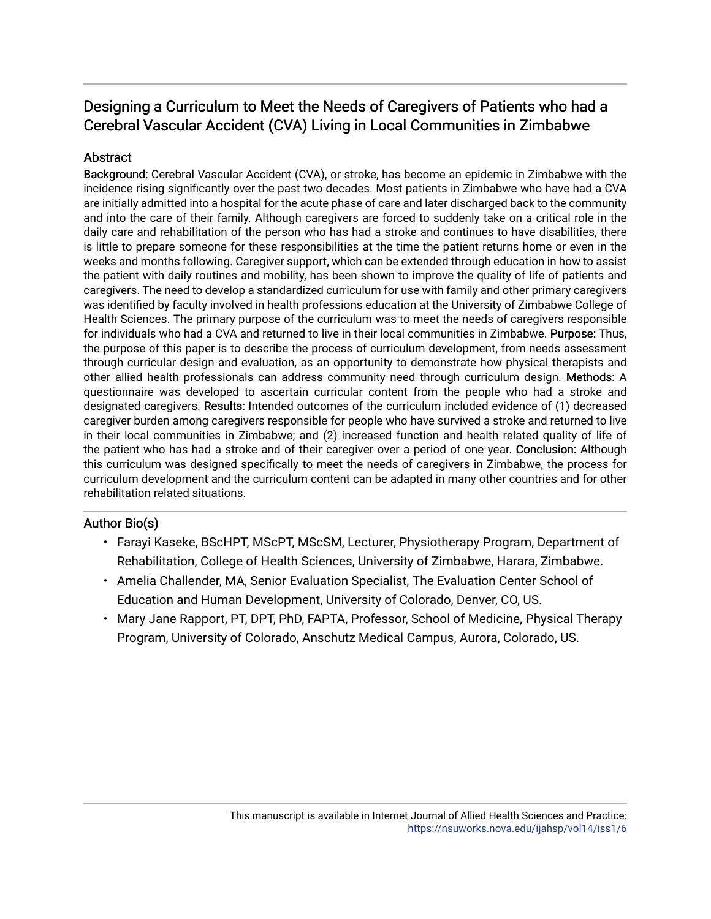## Designing a Curriculum to Meet the Needs of Caregivers of Patients who had a Cerebral Vascular Accident (CVA) Living in Local Communities in Zimbabwe

### Abstract

**Background:** Cerebral Vascular Accident (CVA), or stroke, has become an epidemic in Zimbabwe with the incidence rising significantly over the past two decades. Most patients in Zimbabwe who have had a CVA are initially admitted into a hospital for the acute phase of care and later discharged back to the community and into the care of their family. Although caregivers are forced to suddenly take on a critical role in the daily care and rehabilitation of the person who has had a stroke and continues to have disabilities, there is little to prepare someone for these responsibilities at the time the patient returns home or even in the weeks and months following. Caregiver support, which can be extended through education in how to assist the patient with daily routines and mobility, has been shown to improve the quality of life of patients and caregivers. The need to develop a standardized curriculum for use with family and other primary caregivers was identified by faculty involved in health professions education at the University of Zimbabwe College of Health Sciences. The primary purpose of the curriculum was to meet the needs of caregivers responsible for individuals who had a CVA and returned to live in their local communities in Zimbabwe. **Purpose:** Thus, the purpose of this paper is to describe the process of curriculum development, from needs assessment through curricular design and evaluation, as an opportunity to demonstrate how physical therapists and other allied health professionals can address community need through curriculum design. **Methods:** A questionnaire was developed to ascertain curricular content from the people who had a stroke and designated caregivers. **Results:** Intended outcomes of the curriculum included evidence of (1) decreased caregiver burden among caregivers responsible for people who have survived a stroke and returned to live in their local communities in Zimbabwe; and (2) increased function and health related quality of life of the patient who has had a stroke and of their caregiver over a period of one year. **Conclusion:** Although this curriculum was designed specifically to meet the needs of caregivers in Zimbabwe, the process for curriculum development and the curriculum content can be adapted in many other countries and for other rehabilitation related situations.

### Author Bio(s)

- Farayi Kaseke, BScHPT, MScPT, MScSM, Lecturer, Physiotherapy Program, Department of Rehabilitation, College of Health Sciences, University of Zimbabwe, Harara, Zimbabwe.
- Amelia Challender, MA, Senior Evaluation Specialist, The Evaluation Center School of Education and Human Development, University of Colorado, Denver, CO, US.
- Mary Jane Rapport, PT, DPT, PhD, FAPTA, Professor, School of Medicine, Physical Therapy Program, University of Colorado, Anschutz Medical Campus, Aurora, Colorado, US.

This manuscript is available in Internet Journal of Allied Health Sciences and Practice: https://nsuworks.nova.edu/ijahsp/vol14/iss1/6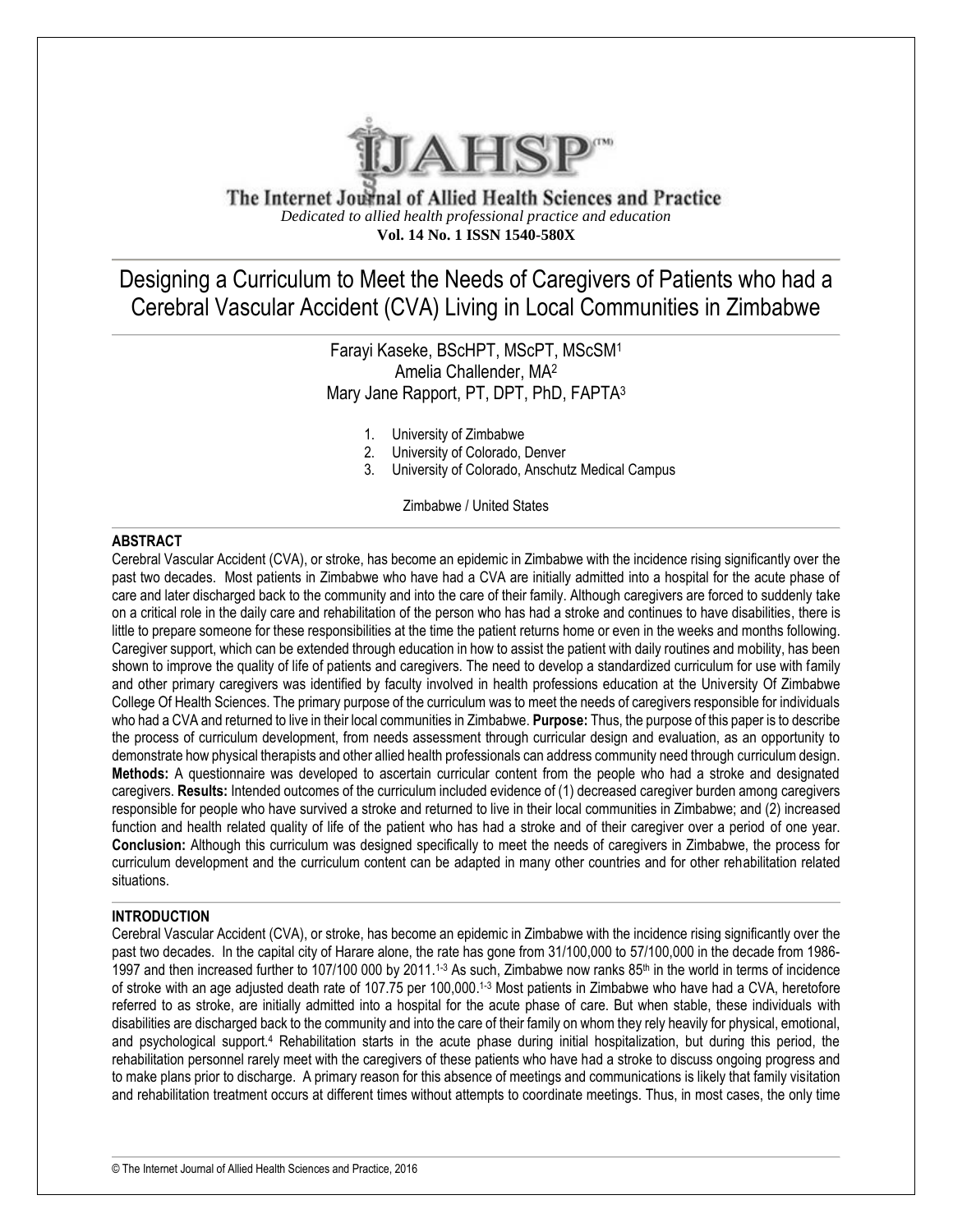# The Internet Journal of Allied Health Sciences and Practice

*Dedicated to allied health professional practice and education*

**Vol. 14 No. 1 ISSN 1540-580X**

# Designing a Curriculum to Meet the Needs of Caregivers of Patients who had a Cerebral Vascular Accident (CVA) Living in Local Communities in Zimbabwe

Farayi Kaseke, BScHPT, MScPT, MScSM[1]
Amelia Challender, MA[2]
Mary Jane Rapport, PT, DPT, PhD, FAPTA[3]

1. University of Zimbabwe
2. University of Colorado, Denver
3. University of Colorado, Anschutz Medical Campus

Zimbabwe / United States

## ABSTRACT

Cerebral Vascular Accident (CVA), or stroke, has become an epidemic in Zimbabwe with the incidence rising significantly over the past two decades. Most patients in Zimbabwe who have had a CVA are initially admitted into a hospital for the acute phase of care and later discharged back to the community and into the care of their family. Although caregivers are forced to suddenly take on a critical role in the daily care and rehabilitation of the person who has had a stroke and continues to have disabilities, there is little to prepare someone for these responsibilities at the time the patient returns home or even in the weeks and months following. Caregiver support, which can be extended through education in how to assist the patient with daily routines and mobility, has been shown to improve the quality of life of patients and caregivers. The need to develop a standardized curriculum for use with family and other primary caregivers was identified by faculty involved in health professions education at the University Of Zimbabwe College Of Health Sciences. The primary purpose of the curriculum was to meet the needs of caregivers responsible for individuals who had a CVA and returned to live in their local communities in Zimbabwe. **Purpose:** Thus, the purpose of this paper is to describe the process of curriculum development, from needs assessment through curricular design and evaluation, as an opportunity to demonstrate how physical therapists and other allied health professionals can address community need through curriculum design. **Methods:** A questionnaire was developed to ascertain curricular content from the people who had a stroke and designated caregivers. **Results:** Intended outcomes of the curriculum included evidence of (1) decreased caregiver burden among caregivers responsible for people who have survived a stroke and returned to live in their local communities in Zimbabwe; and (2) increased function and health related quality of life of the patient who has had a stroke and of their caregiver over a period of one year. **Conclusion:** Although this curriculum was designed specifically to meet the needs of caregivers in Zimbabwe, the process for curriculum development and the curriculum content can be adapted in many other countries and for other rehabilitation related situations.

## INTRODUCTION

Cerebral Vascular Accident (CVA), or stroke, has become an epidemic in Zimbabwe with the incidence rising significantly over the past two decades. In the capital city of Harare alone, the rate has gone from 31/100,000 to 57/100,000 in the decade from 1986-1997 and then increased further to 107/100 000 by 2011.[1-3] As such, Zimbabwe now ranks 85th in the world in terms of incidence of stroke with an age adjusted death rate of 107.75 per 100,000.[1-3] Most patients in Zimbabwe who have had a CVA, heretofore referred to as stroke, are initially admitted into a hospital for the acute phase of care. But when stable, these individuals with disabilities are discharged back to the community and into the care of their family on whom they rely heavily for physical, emotional, and psychological support.[4] Rehabilitation starts in the acute phase during initial hospitalization, but during this period, the rehabilitation personnel rarely meet with the caregivers of these patients who have had a stroke to discuss ongoing progress and to make plans prior to discharge. A primary reason for this absence of meetings and communications is likely that family visitation and rehabilitation treatment occurs at different times without attempts to coordinate meetings. Thus, in most cases, the only time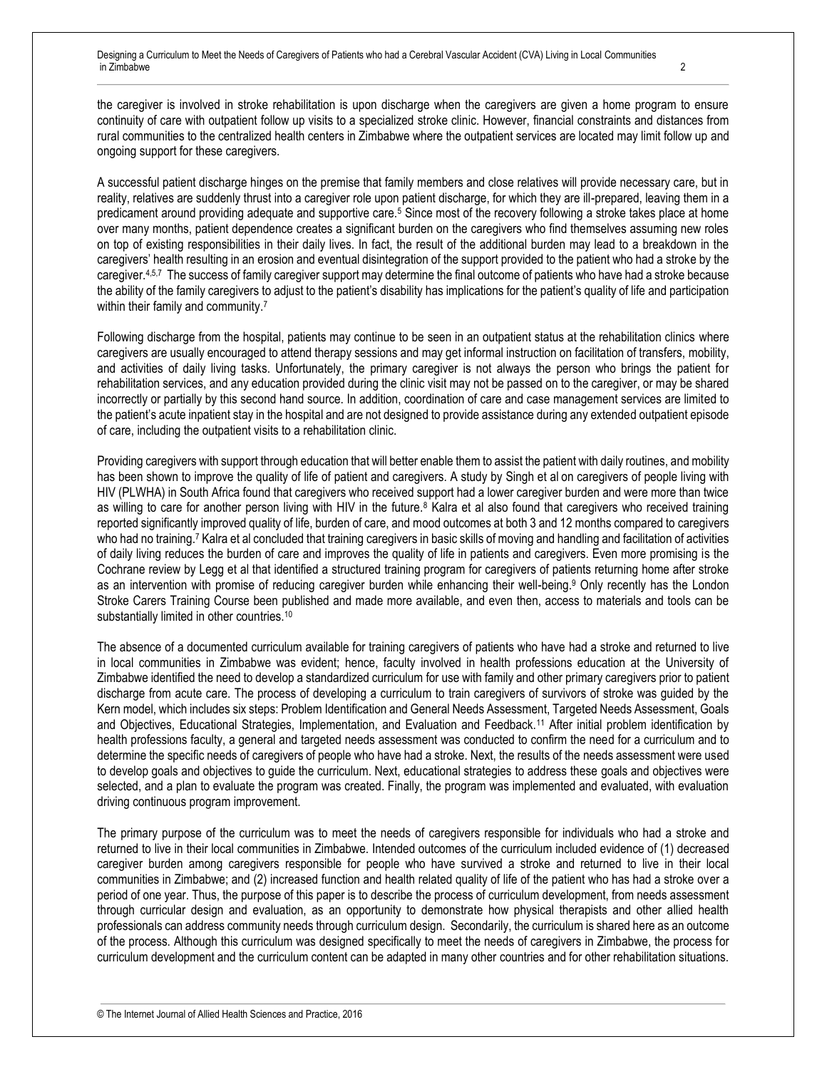the caregiver is involved in stroke rehabilitation is upon discharge when the caregivers are given a home program to ensure continuity of care with outpatient follow up visits to a specialized stroke clinic. However, financial constraints and distances from rural communities to the centralized health centers in Zimbabwe where the outpatient services are located may limit follow up and ongoing support for these caregivers.

A successful patient discharge hinges on the premise that family members and close relatives will provide necessary care, but in reality, relatives are suddenly thrust into a caregiver role upon patient discharge, for which they are ill-prepared, leaving them in a predicament around providing adequate and supportive care.[5] Since most of the recovery following a stroke takes place at home over many months, patient dependence creates a significant burden on the caregivers who find themselves assuming new roles on top of existing responsibilities in their daily lives. In fact, the result of the additional burden may lead to a breakdown in the caregivers' health resulting in an erosion and eventual disintegration of the support provided to the patient who had a stroke by the caregiver.[4,5,7] The success of family caregiver support may determine the final outcome of patients who have had a stroke because the ability of the family caregivers to adjust to the patient's disability has implications for the patient's quality of life and participation within their family and community.[7]

Following discharge from the hospital, patients may continue to be seen in an outpatient status at the rehabilitation clinics where caregivers are usually encouraged to attend therapy sessions and may get informal instruction on facilitation of transfers, mobility, and activities of daily living tasks. Unfortunately, the primary caregiver is not always the person who brings the patient for rehabilitation services, and any education provided during the clinic visit may not be passed on to the caregiver, or may be shared incorrectly or partially by this second hand source. In addition, coordination of care and case management services are limited to the patient's acute inpatient stay in the hospital and are not designed to provide assistance during any extended outpatient episode of care, including the outpatient visits to a rehabilitation clinic.

Providing caregivers with support through education that will better enable them to assist the patient with daily routines, and mobility has been shown to improve the quality of life of patient and caregivers. A study by Singh et al on caregivers of people living with HIV (PLWHA) in South Africa found that caregivers who received support had a lower caregiver burden and were more than twice as willing to care for another person living with HIV in the future.[8] Kalra et al also found that caregivers who received training reported significantly improved quality of life, burden of care, and mood outcomes at both 3 and 12 months compared to caregivers who had no training.[7] Kalra et al concluded that training caregivers in basic skills of moving and handling and facilitation of activities of daily living reduces the burden of care and improves the quality of life in patients and caregivers. Even more promising is the Cochrane review by Legg et al that identified a structured training program for caregivers of patients returning home after stroke as an intervention with promise of reducing caregiver burden while enhancing their well-being.[9] Only recently has the London Stroke Carers Training Course been published and made more available, and even then, access to materials and tools can be substantially limited in other countries.[10]

The absence of a documented curriculum available for training caregivers of patients who have had a stroke and returned to live in local communities in Zimbabwe was evident; hence, faculty involved in health professions education at the University of Zimbabwe identified the need to develop a standardized curriculum for use with family and other primary caregivers prior to patient discharge from acute care. The process of developing a curriculum to train caregivers of survivors of stroke was guided by the Kern model, which includes six steps: Problem Identification and General Needs Assessment, Targeted Needs Assessment, Goals and Objectives, Educational Strategies, Implementation, and Evaluation and Feedback.[11] After initial problem identification by health professions faculty, a general and targeted needs assessment was conducted to confirm the need for a curriculum and to determine the specific needs of caregivers of people who have had a stroke. Next, the results of the needs assessment were used to develop goals and objectives to guide the curriculum. Next, educational strategies to address these goals and objectives were selected, and a plan to evaluate the program was created. Finally, the program was implemented and evaluated, with evaluation driving continuous program improvement.

The primary purpose of the curriculum was to meet the needs of caregivers responsible for individuals who had a stroke and returned to live in their local communities in Zimbabwe. Intended outcomes of the curriculum included evidence of (1) decreased caregiver burden among caregivers responsible for people who have survived a stroke and returned to live in their local communities in Zimbabwe; and (2) increased function and health related quality of life of the patient who has had a stroke over a period of one year. Thus, the purpose of this paper is to describe the process of curriculum development, from needs assessment through curricular design and evaluation, as an opportunity to demonstrate how physical therapists and other allied health professionals can address community needs through curriculum design. Secondarily, the curriculum is shared here as an outcome of the process. Although this curriculum was designed specifically to meet the needs of caregivers in Zimbabwe, the process for curriculum development and the curriculum content can be adapted in many other countries and for other rehabilitation situations.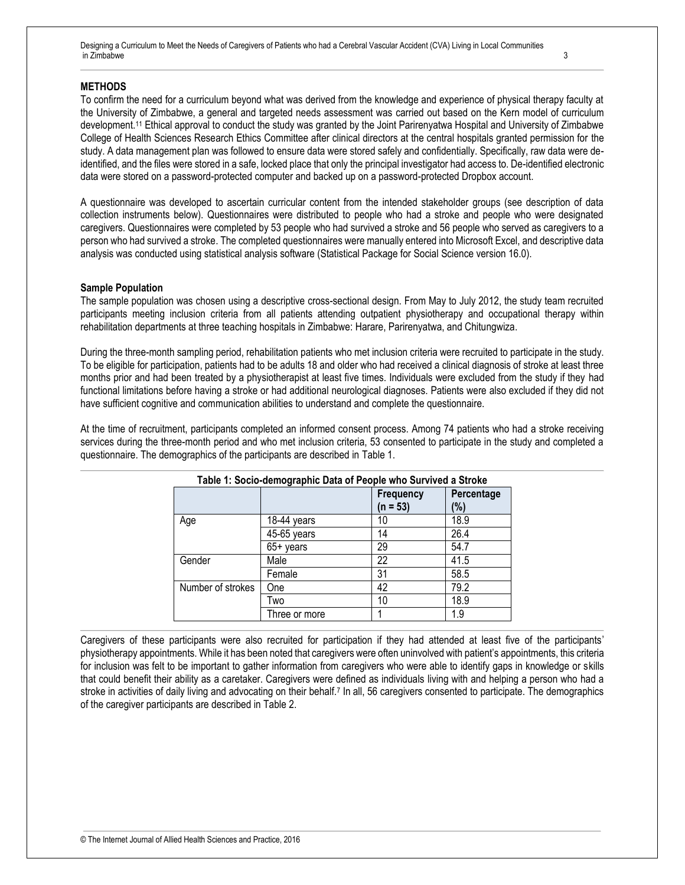## METHODS

To confirm the need for a curriculum beyond what was derived from the knowledge and experience of physical therapy faculty at the University of Zimbabwe, a general and targeted needs assessment was carried out based on the Kern model of curriculum development.[11] Ethical approval to conduct the study was granted by the Joint Parirenyatwa Hospital and University of Zimbabwe College of Health Sciences Research Ethics Committee after clinical directors at the central hospitals granted permission for the study. A data management plan was followed to ensure data were stored safely and confidentially. Specifically, raw data were de-identified, and the files were stored in a safe, locked place that only the principal investigator had access to. De-identified electronic data were stored on a password-protected computer and backed up on a password-protected Dropbox account.

A questionnaire was developed to ascertain curricular content from the intended stakeholder groups (see description of data collection instruments below). Questionnaires were distributed to people who had a stroke and people who were designated caregivers. Questionnaires were completed by 53 people who had survived a stroke and 56 people who served as caregivers to a person who had survived a stroke. The completed questionnaires were manually entered into Microsoft Excel, and descriptive data analysis was conducted using statistical analysis software (Statistical Package for Social Science version 16.0).

### Sample Population

The sample population was chosen using a descriptive cross-sectional design. From May to July 2012, the study team recruited participants meeting inclusion criteria from all patients attending outpatient physiotherapy and occupational therapy within rehabilitation departments at three teaching hospitals in Zimbabwe: Harare, Parirenyatwa, and Chitungwiza.

During the three-month sampling period, rehabilitation patients who met inclusion criteria were recruited to participate in the study. To be eligible for participation, patients had to be adults 18 and older who had received a clinical diagnosis of stroke at least three months prior and had been treated by a physiotherapist at least five times. Individuals were excluded from the study if they had functional limitations before having a stroke or had additional neurological diagnoses. Patients were also excluded if they did not have sufficient cognitive and communication abilities to understand and complete the questionnaire.

At the time of recruitment, participants completed an informed consent process. Among 74 patients who had a stroke receiving services during the three-month period and who met inclusion criteria, 53 consented to participate in the study and completed a questionnaire. The demographics of the participants are described in Table 1.

**Table 1: Socio-demographic Data of People who Survived a Stroke**

| | | Frequency (n = 53) | Percentage (%) |
|---|---|---|---|
| Age | 18-44 years | 10 | 18.9 |
| | 45-65 years | 14 | 26.4 |
| | 65+ years | 29 | 54.7 |
| Gender | Male | 22 | 41.5 |
| | Female | 31 | 58.5 |
| Number of strokes | One | 42 | 79.2 |
| | Two | 10 | 18.9 |
| | Three or more | 1 | 1.9 |

Caregivers of these participants were also recruited for participation if they had attended at least five of the participants' physiotherapy appointments. While it has been noted that caregivers were often uninvolved with patient's appointments, this criteria for inclusion was felt to be important to gather information from caregivers who were able to identify gaps in knowledge or skills that could benefit their ability as a caretaker. Caregivers were defined as individuals living with and helping a person who had a stroke in activities of daily living and advocating on their behalf.[7] In all, 56 caregivers consented to participate. The demographics of the caregiver participants are described in Table 2.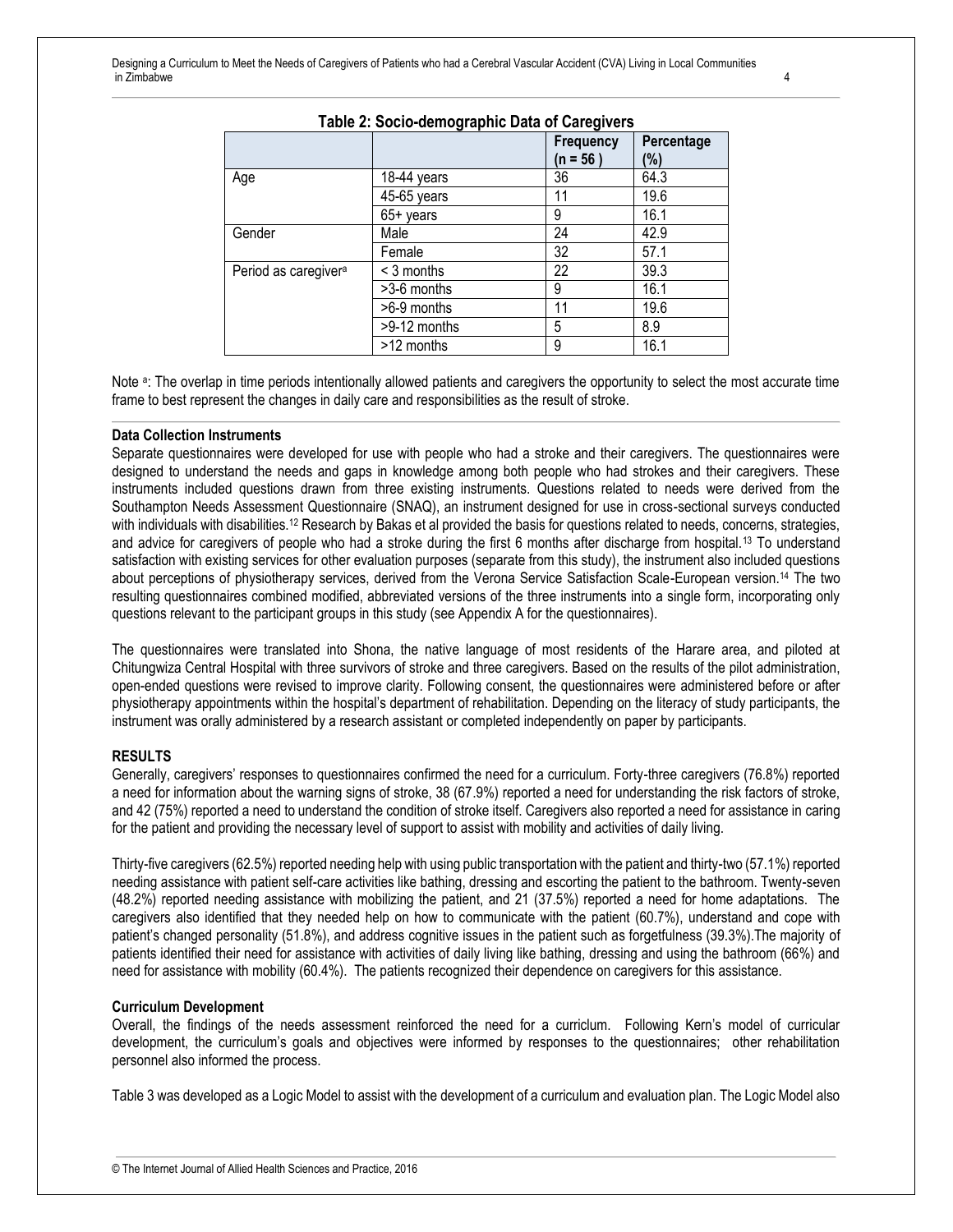**Table 2: Socio-demographic Data of Caregivers**

| | | Frequency (n = 56 ) | Percentage (%) |
|---|---|---|---|
| Age | 18-44 years | 36 | 64.3 |
| | 45-65 years | 11 | 19.6 |
| | 65+ years | 9 | 16.1 |
| Gender | Male | 24 | 42.9 |
| | Female | 32 | 57.1 |
| Period as caregiver[a] | < 3 months | 22 | 39.3 |
| | >3-6 months | 9 | 16.1 |
| | >6-9 months | 11 | 19.6 |
| | >9-12 months | 5 | 8.9 |
| | >12 months | 9 | 16.1 |

Note [a]: The overlap in time periods intentionally allowed patients and caregivers the opportunity to select the most accurate time frame to best represent the changes in daily care and responsibilities as the result of stroke.

**Data Collection Instruments**

Separate questionnaires were developed for use with people who had a stroke and their caregivers. The questionnaires were designed to understand the needs and gaps in knowledge among both people who had strokes and their caregivers. These instruments included questions drawn from three existing instruments. Questions related to needs were derived from the Southampton Needs Assessment Questionnaire (SNAQ), an instrument designed for use in cross-sectional surveys conducted with individuals with disabilities.[12] Research by Bakas et al provided the basis for questions related to needs, concerns, strategies, and advice for caregivers of people who had a stroke during the first 6 months after discharge from hospital.[13] To understand satisfaction with existing services for other evaluation purposes (separate from this study), the instrument also included questions about perceptions of physiotherapy services, derived from the Verona Service Satisfaction Scale-European version.[14] The two resulting questionnaires combined modified, abbreviated versions of the three instruments into a single form, incorporating only questions relevant to the participant groups in this study (see Appendix A for the questionnaires).

The questionnaires were translated into Shona, the native language of most residents of the Harare area, and piloted at Chitungwiza Central Hospital with three survivors of stroke and three caregivers. Based on the results of the pilot administration, open-ended questions were revised to improve clarity. Following consent, the questionnaires were administered before or after physiotherapy appointments within the hospital's department of rehabilitation. Depending on the literacy of study participants, the instrument was orally administered by a research assistant or completed independently on paper by participants.

## RESULTS

Generally, caregivers' responses to questionnaires confirmed the need for a curriculum. Forty-three caregivers (76.8%) reported a need for information about the warning signs of stroke, 38 (67.9%) reported a need for understanding the risk factors of stroke, and 42 (75%) reported a need to understand the condition of stroke itself. Caregivers also reported a need for assistance in caring for the patient and providing the necessary level of support to assist with mobility and activities of daily living.

Thirty-five caregivers (62.5%) reported needing help with using public transportation with the patient and thirty-two (57.1%) reported needing assistance with patient self-care activities like bathing, dressing and escorting the patient to the bathroom. Twenty-seven (48.2%) reported needing assistance with mobilizing the patient, and 21 (37.5%) reported a need for home adaptations. The caregivers also identified that they needed help on how to communicate with the patient (60.7%), understand and cope with patient's changed personality (51.8%), and address cognitive issues in the patient such as forgetfulness (39.3%).The majority of patients identified their need for assistance with activities of daily living like bathing, dressing and using the bathroom (66%) and need for assistance with mobility (60.4%). The patients recognized their dependence on caregivers for this assistance.

**Curriculum Development**

Overall, the findings of the needs assessment reinforced the need for a curriclum. Following Kern's model of curricular development, the curriculum's goals and objectives were informed by responses to the questionnaires; other rehabilitation personnel also informed the process.

Table 3 was developed as a Logic Model to assist with the development of a curriculum and evaluation plan. The Logic Model also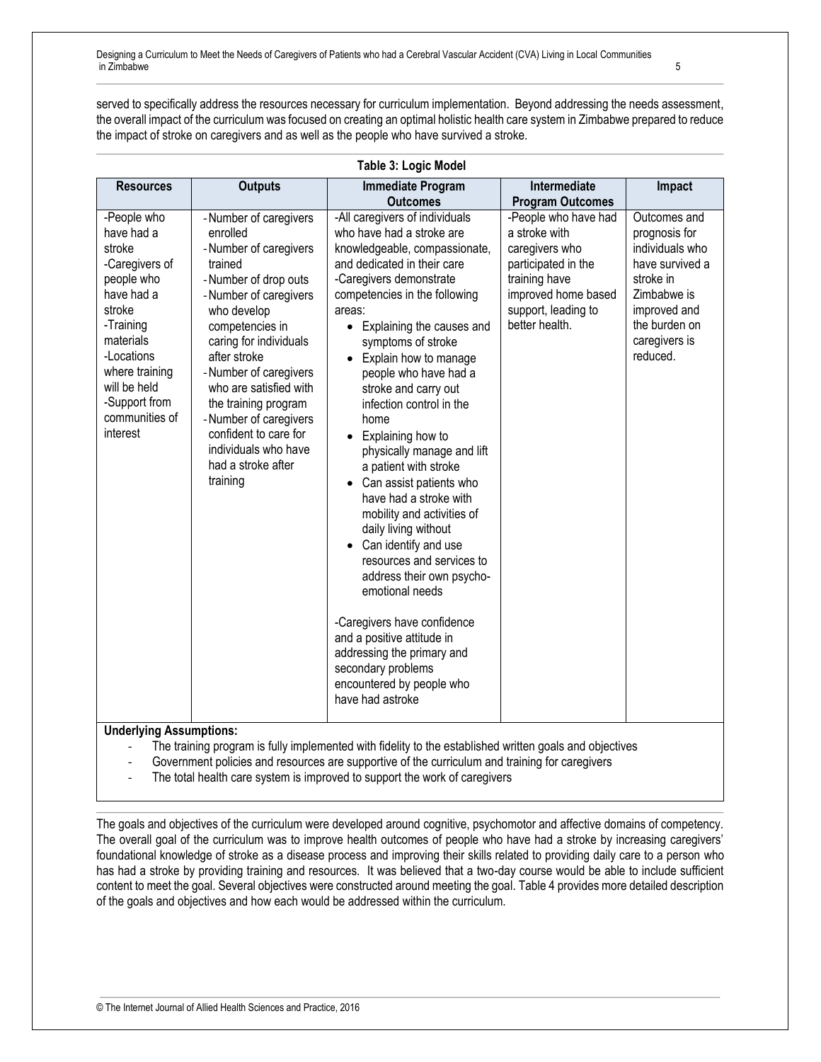served to specifically address the resources necessary for curriculum implementation. Beyond addressing the needs assessment, the overall impact of the curriculum was focused on creating an optimal holistic health care system in Zimbabwe prepared to reduce the impact of stroke on caregivers and as well as the people who have survived a stroke.

**Table 3: Logic Model**

| Resources | Outputs | Immediate Program Outcomes | Intermediate Program Outcomes | Impact |
|---|---|---|---|---|
| -People who have had a stroke<br>-Caregivers of people who have had a stroke<br>-Training materials<br>-Locations where training will be held<br>-Support from communities of interest | - Number of caregivers enrolled<br>- Number of caregivers trained<br>- Number of drop outs<br>- Number of caregivers who develop competencies in caring for individuals after stroke<br>- Number of caregivers who are satisfied with the training program<br>- Number of caregivers confident to care for individuals who have had a stroke after training | -All caregivers of individuals who have had a stroke are knowledgeable, compassionate, and dedicated in their care<br>-Caregivers demonstrate competencies in the following areas:<br>• Explaining the causes and symptoms of stroke<br>• Explain how to manage people who have had a stroke and carry out infection control in the home<br>• Explaining how to physically manage and lift a patient with stroke<br>• Can assist patients who have had a stroke with mobility and activities of daily living without<br>• Can identify and use resources and services to address their own psycho-emotional needs<br><br>-Caregivers have confidence and a positive attitude in addressing the primary and secondary problems encountered by people who have had astroke | -People who have had a stroke with caregivers who participated in the training have improved home based support, leading to better health. | Outcomes and prognosis for individuals who have survived a stroke in Zimbabwe is improved and the burden on caregivers is reduced. |

**Underlying Assumptions:**

- The training program is fully implemented with fidelity to the established written goals and objectives
- Government policies and resources are supportive of the curriculum and training for caregivers
- The total health care system is improved to support the work of caregivers

The goals and objectives of the curriculum were developed around cognitive, psychomotor and affective domains of competency. The overall goal of the curriculum was to improve health outcomes of people who have had a stroke by increasing caregivers' foundational knowledge of stroke as a disease process and improving their skills related to providing daily care to a person who has had a stroke by providing training and resources. It was believed that a two-day course would be able to include sufficient content to meet the goal. Several objectives were constructed around meeting the goal. Table 4 provides more detailed description of the goals and objectives and how each would be addressed within the curriculum.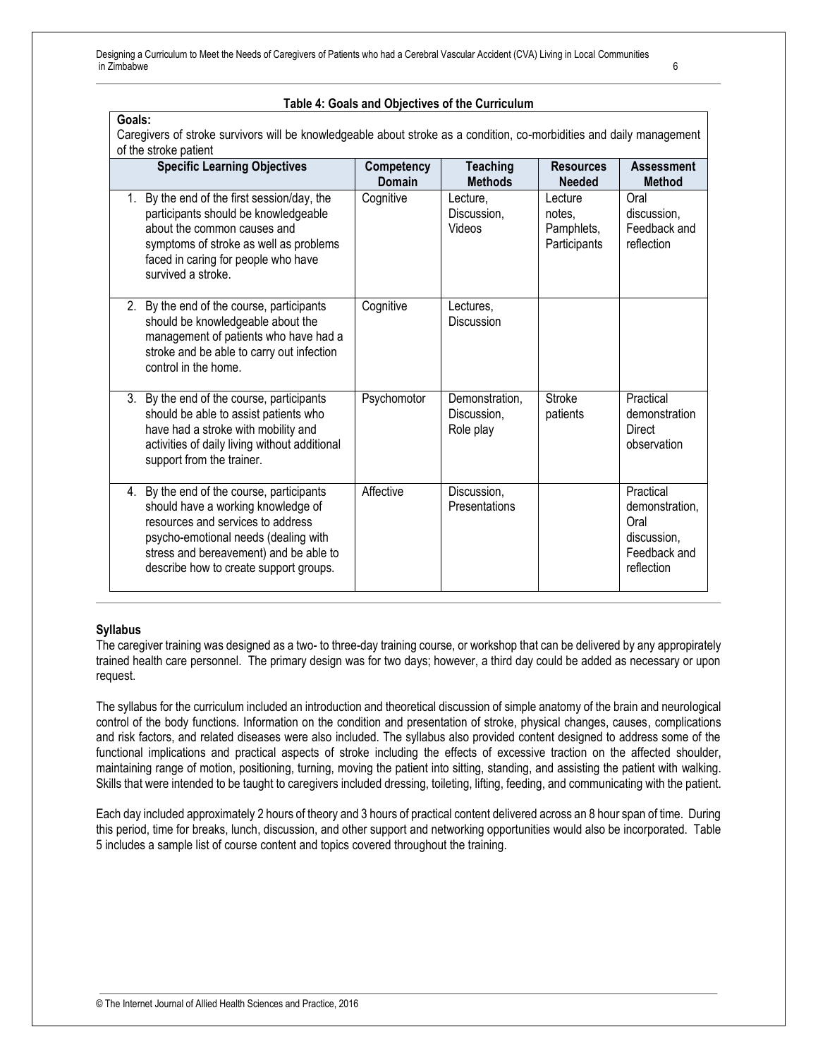**Table 4: Goals and Objectives of the Curriculum**

**Goals:**
Caregivers of stroke survivors will be knowledgeable about stroke as a condition, co-morbidities and daily management of the stroke patient

| Specific Learning Objectives | Competency Domain | Teaching Methods | Resources Needed | Assessment Method |
|---|---|---|---|---|
| 1. By the end of the first session/day, the participants should be knowledgeable about the common causes and symptoms of stroke as well as problems faced in caring for people who have survived a stroke. | Cognitive | Lecture, Discussion, Videos | Lecture notes, Pamphlets, Participants | Oral discussion, Feedback and reflection |
| 2. By the end of the course, participants should be knowledgeable about the management of patients who have had a stroke and be able to carry out infection control in the home. | Cognitive | Lectures, Discussion | | |
| 3. By the end of the course, participants should be able to assist patients who have had a stroke with mobility and activities of daily living without additional support from the trainer. | Psychomotor | Demonstration, Discussion, Role play | Stroke patients | Practical demonstration Direct observation |
| 4. By the end of the course, participants should have a working knowledge of resources and services to address psycho-emotional needs (dealing with stress and bereavement) and be able to describe how to create support groups. | Affective | Discussion, Presentations | | Practical demonstration, Oral discussion, Feedback and reflection |

**Syllabus**

The caregiver training was designed as a two- to three-day training course, or workshop that can be delivered by any appropriately trained health care personnel. The primary design was for two days; however, a third day could be added as necessary or upon request.

The syllabus for the curriculum included an introduction and theoretical discussion of simple anatomy of the brain and neurological control of the body functions. Information on the condition and presentation of stroke, physical changes, causes, complications and risk factors, and related diseases were also included. The syllabus also provided content designed to address some of the functional implications and practical aspects of stroke including the effects of excessive traction on the affected shoulder, maintaining range of motion, positioning, turning, moving the patient into sitting, standing, and assisting the patient with walking. Skills that were intended to be taught to caregivers included dressing, toileting, lifting, feeding, and communicating with the patient.

Each day included approximately 2 hours of theory and 3 hours of practical content delivered across an 8 hour span of time. During this period, time for breaks, lunch, discussion, and other support and networking opportunities would also be incorporated. Table 5 includes a sample list of course content and topics covered throughout the training.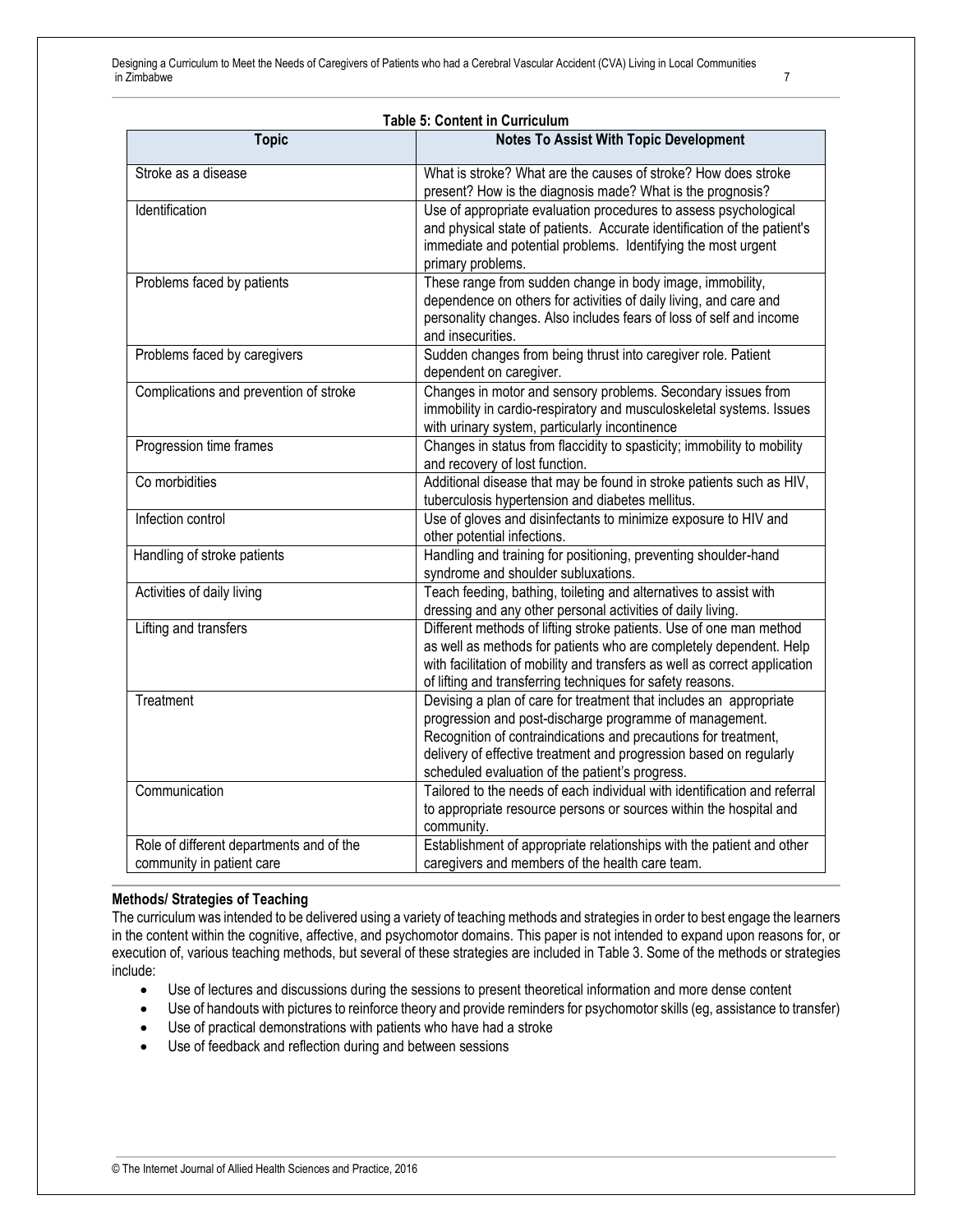**Table 5: Content in Curriculum**

| Topic | Notes To Assist With Topic Development |
|---|---|
| Stroke as a disease | What is stroke? What are the causes of stroke? How does stroke present? How is the diagnosis made? What is the prognosis? |
| Identification | Use of appropriate evaluation procedures to assess psychological and physical state of patients. Accurate identification of the patient's immediate and potential problems. Identifying the most urgent primary problems. |
| Problems faced by patients | These range from sudden change in body image, immobility, dependence on others for activities of daily living, and care and personality changes. Also includes fears of loss of self and income and insecurities. |
| Problems faced by caregivers | Sudden changes from being thrust into caregiver role. Patient dependent on caregiver. |
| Complications and prevention of stroke | Changes in motor and sensory problems. Secondary issues from immobility in cardio-respiratory and musculoskeletal systems. Issues with urinary system, particularly incontinence |
| Progression time frames | Changes in status from flaccidity to spasticity; immobility to mobility and recovery of lost function. |
| Co morbidities | Additional disease that may be found in stroke patients such as HIV, tuberculosis hypertension and diabetes mellitus. |
| Infection control | Use of gloves and disinfectants to minimize exposure to HIV and other potential infections. |
| Handling of stroke patients | Handling and training for positioning, preventing shoulder-hand syndrome and shoulder subluxations. |
| Activities of daily living | Teach feeding, bathing, toileting and alternatives to assist with dressing and any other personal activities of daily living. |
| Lifting and transfers | Different methods of lifting stroke patients. Use of one man method as well as methods for patients who are completely dependent. Help with facilitation of mobility and transfers as well as correct application of lifting and transferring techniques for safety reasons. |
| Treatment | Devising a plan of care for treatment that includes an appropriate progression and post-discharge programme of management. Recognition of contraindications and precautions for treatment, delivery of effective treatment and progression based on regularly scheduled evaluation of the patient's progress. |
| Communication | Tailored to the needs of each individual with identification and referral to appropriate resource persons or sources within the hospital and community. |
| Role of different departments and of the community in patient care | Establishment of appropriate relationships with the patient and other caregivers and members of the health care team. |

**Methods/ Strategies of Teaching**

The curriculum was intended to be delivered using a variety of teaching methods and strategies in order to best engage the learners in the content within the cognitive, affective, and psychomotor domains. This paper is not intended to expand upon reasons for, or execution of, various teaching methods, but several of these strategies are included in Table 3. Some of the methods or strategies include:

- Use of lectures and discussions during the sessions to present theoretical information and more dense content
- Use of handouts with pictures to reinforce theory and provide reminders for psychomotor skills (eg, assistance to transfer)
- Use of practical demonstrations with patients who have had a stroke
- Use of feedback and reflection during and between sessions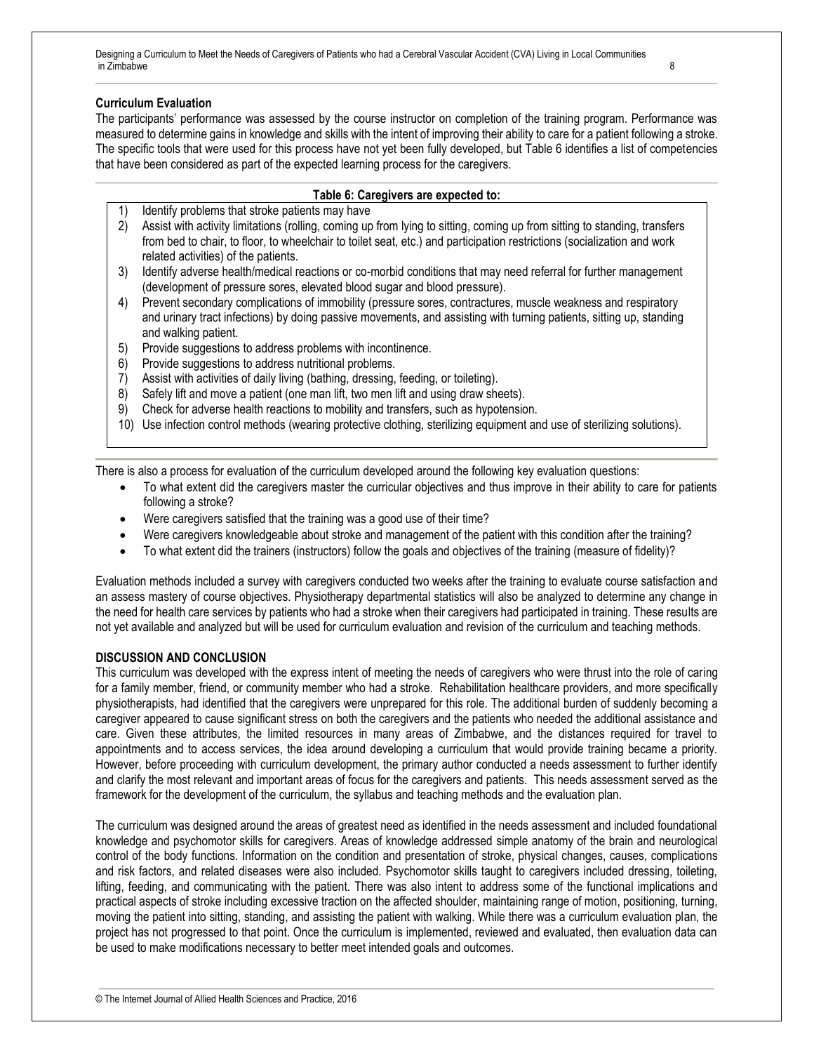### Curriculum Evaluation

The participants' performance was assessed by the course instructor on completion of the training program. Performance was measured to determine gains in knowledge and skills with the intent of improving their ability to care for a patient following a stroke. The specific tools that were used for this process have not yet been fully developed, but Table 6 identifies a list of competencies that have been considered as part of the expected learning process for the caregivers.

**Table 6: Caregivers are expected to:**

1) Identify problems that stroke patients may have
2) Assist with activity limitations (rolling, coming up from lying to sitting, coming up from sitting to standing, transfers from bed to chair, to floor, to wheelchair to toilet seat, etc.) and participation restrictions (socialization and work related activities) of the patients.
3) Identify adverse health/medical reactions or co-morbid conditions that may need referral for further management (development of pressure sores, elevated blood sugar and blood pressure).
4) Prevent secondary complications of immobility (pressure sores, contractures, muscle weakness and respiratory and urinary tract infections) by doing passive movements, and assisting with turning patients, sitting up, standing and walking patient.
5) Provide suggestions to address problems with incontinence.
6) Provide suggestions to address nutritional problems.
7) Assist with activities of daily living (bathing, dressing, feeding, or toileting).
8) Safely lift and move a patient (one man lift, two men lift and using draw sheets).
9) Check for adverse health reactions to mobility and transfers, such as hypotension.
10) Use infection control methods (wearing protective clothing, sterilizing equipment and use of sterilizing solutions).

There is also a process for evaluation of the curriculum developed around the following key evaluation questions:

- To what extent did the caregivers master the curricular objectives and thus improve in their ability to care for patients following a stroke?
- Were caregivers satisfied that the training was a good use of their time?
- Were caregivers knowledgeable about stroke and management of the patient with this condition after the training?
- To what extent did the trainers (instructors) follow the goals and objectives of the training (measure of fidelity)?

Evaluation methods included a survey with caregivers conducted two weeks after the training to evaluate course satisfaction and an assess mastery of course objectives. Physiotherapy departmental statistics will also be analyzed to determine any change in the need for health care services by patients who had a stroke when their caregivers had participated in training. These results are not yet available and analyzed but will be used for curriculum evaluation and revision of the curriculum and teaching methods.

## DISCUSSION AND CONCLUSION

This curriculum was developed with the express intent of meeting the needs of caregivers who were thrust into the role of caring for a family member, friend, or community member who had a stroke. Rehabilitation healthcare providers, and more specifically physiotherapists, had identified that the caregivers were unprepared for this role. The additional burden of suddenly becoming a caregiver appeared to cause significant stress on both the caregivers and the patients who needed the additional assistance and care. Given these attributes, the limited resources in many areas of Zimbabwe, and the distances required for travel to appointments and to access services, the idea around developing a curriculum that would provide training became a priority. However, before proceeding with curriculum development, the primary author conducted a needs assessment to further identify and clarify the most relevant and important areas of focus for the caregivers and patients. This needs assessment served as the framework for the development of the curriculum, the syllabus and teaching methods and the evaluation plan.

The curriculum was designed around the areas of greatest need as identified in the needs assessment and included foundational knowledge and psychomotor skills for caregivers. Areas of knowledge addressed simple anatomy of the brain and neurological control of the body functions. Information on the condition and presentation of stroke, physical changes, causes, complications and risk factors, and related diseases were also included. Psychomotor skills taught to caregivers included dressing, toileting, lifting, feeding, and communicating with the patient. There was also intent to address some of the functional implications and practical aspects of stroke including excessive traction on the affected shoulder, maintaining range of motion, positioning, turning, moving the patient into sitting, standing, and assisting the patient with walking. While there was a curriculum evaluation plan, the project has not progressed to that point. Once the curriculum is implemented, reviewed and evaluated, then evaluation data can be used to make modifications necessary to better meet intended goals and outcomes.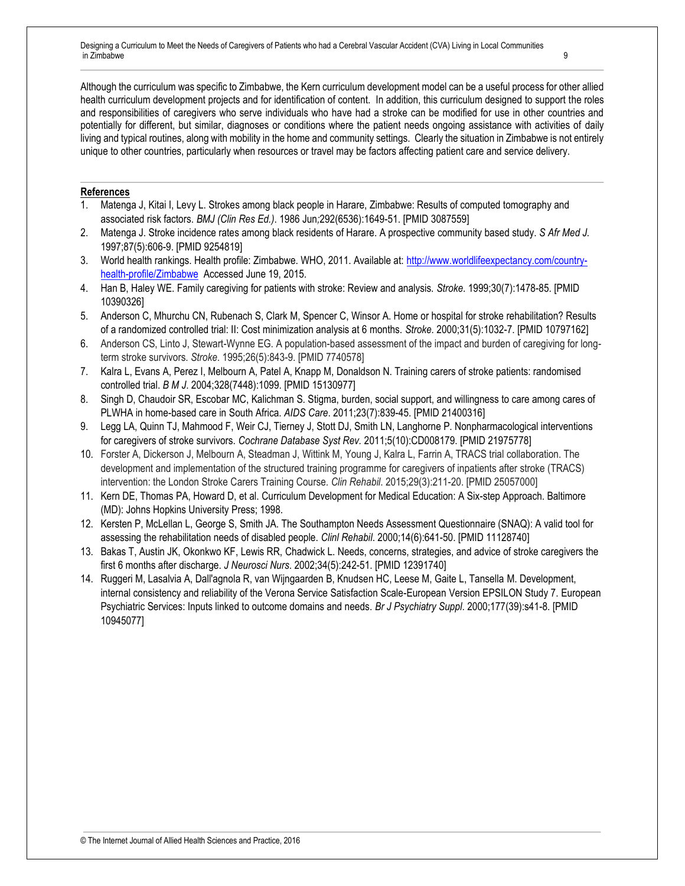Although the curriculum was specific to Zimbabwe, the Kern curriculum development model can be a useful process for other allied health curriculum development projects and for identification of content. In addition, this curriculum designed to support the roles and responsibilities of caregivers who serve individuals who have had a stroke can be modified for use in other countries and potentially for different, but similar, diagnoses or conditions where the patient needs ongoing assistance with activities of daily living and typical routines, along with mobility in the home and community settings. Clearly the situation in Zimbabwe is not entirely unique to other countries, particularly when resources or travel may be factors affecting patient care and service delivery.

---

**References**

1. Matenga J, Kitai I, Levy L. Strokes among black people in Harare, Zimbabwe: Results of computed tomography and associated risk factors. *BMJ (Clin Res Ed.)*. 1986 Jun;292(6536):1649-51. [PMID 3087559]
2. Matenga J. Stroke incidence rates among black residents of Harare. A prospective community based study. *S Afr Med J.* 1997;87(5):606-9. [PMID 9254819]
3. World health rankings. Health profile: Zimbabwe. WHO, 2011. Available at: http://www.worldlifeexpectancy.com/country-health-profile/Zimbabwe Accessed June 19, 2015.
4. Han B, Haley WE. Family caregiving for patients with stroke: Review and analysis. *Stroke*. 1999;30(7):1478-85. [PMID 10390326]
5. Anderson C, Mhurchu CN, Rubenach S, Clark M, Spencer C, Winsor A. Home or hospital for stroke rehabilitation? Results of a randomized controlled trial: II: Cost minimization analysis at 6 months. *Stroke.* 2000;31(5):1032-7. [PMID 10797162]
6. Anderson CS, Linto J, Stewart-Wynne EG. A population-based assessment of the impact and burden of caregiving for long-term stroke survivors. *Stroke*. 1995;26(5):843-9. [PMID 7740578]
7. Kalra L, Evans A, Perez I, Melbourn A, Patel A, Knapp M, Donaldson N. Training carers of stroke patients: randomised controlled trial. *B M J.* 2004;328(7448):1099. [PMID 15130977]
8. Singh D, Chaudoir SR, Escobar MC, Kalichman S. Stigma, burden, social support, and willingness to care among cares of PLWHA in home-based care in South Africa. *AIDS Care*. 2011;23(7):839-45. [PMID 21400316]
9. Legg LA, Quinn TJ, Mahmood F, Weir CJ, Tierney J, Stott DJ, Smith LN, Langhorne P. Nonpharmacological interventions for caregivers of stroke survivors. *Cochrane Database Syst Rev.* 2011;5(10):CD008179. [PMID 21975778]
10. Forster A, Dickerson J, Melbourn A, Steadman J, Wittink M, Young J, Kalra L, Farrin A, TRACS trial collaboration. The development and implementation of the structured training programme for caregivers of inpatients after stroke (TRACS) intervention: the London Stroke Carers Training Course. *Clin Rehabil*. 2015;29(3):211-20. [PMID 25057000]
11. Kern DE, Thomas PA, Howard D, et al. Curriculum Development for Medical Education: A Six-step Approach. Baltimore (MD): Johns Hopkins University Press; 1998.
12. Kersten P, McLellan L, George S, Smith JA. The Southampton Needs Assessment Questionnaire (SNAQ): A valid tool for assessing the rehabilitation needs of disabled people. *Clinl Rehabil*. 2000;14(6):641-50. [PMID 11128740]
13. Bakas T, Austin JK, Okonkwo KF, Lewis RR, Chadwick L. Needs, concerns, strategies, and advice of stroke caregivers the first 6 months after discharge. *J Neurosci Nurs*. 2002;34(5):242-51. [PMID 12391740]
14. Ruggeri M, Lasalvia A, Dall'agnola R, van Wijngaarden B, Knudsen HC, Leese M, Gaite L, Tansella M. Development, internal consistency and reliability of the Verona Service Satisfaction Scale-European Version EPSILON Study 7. European Psychiatric Services: Inputs linked to outcome domains and needs. *Br J Psychiatry Suppl*. 2000;177(39):s41-8. [PMID 10945077]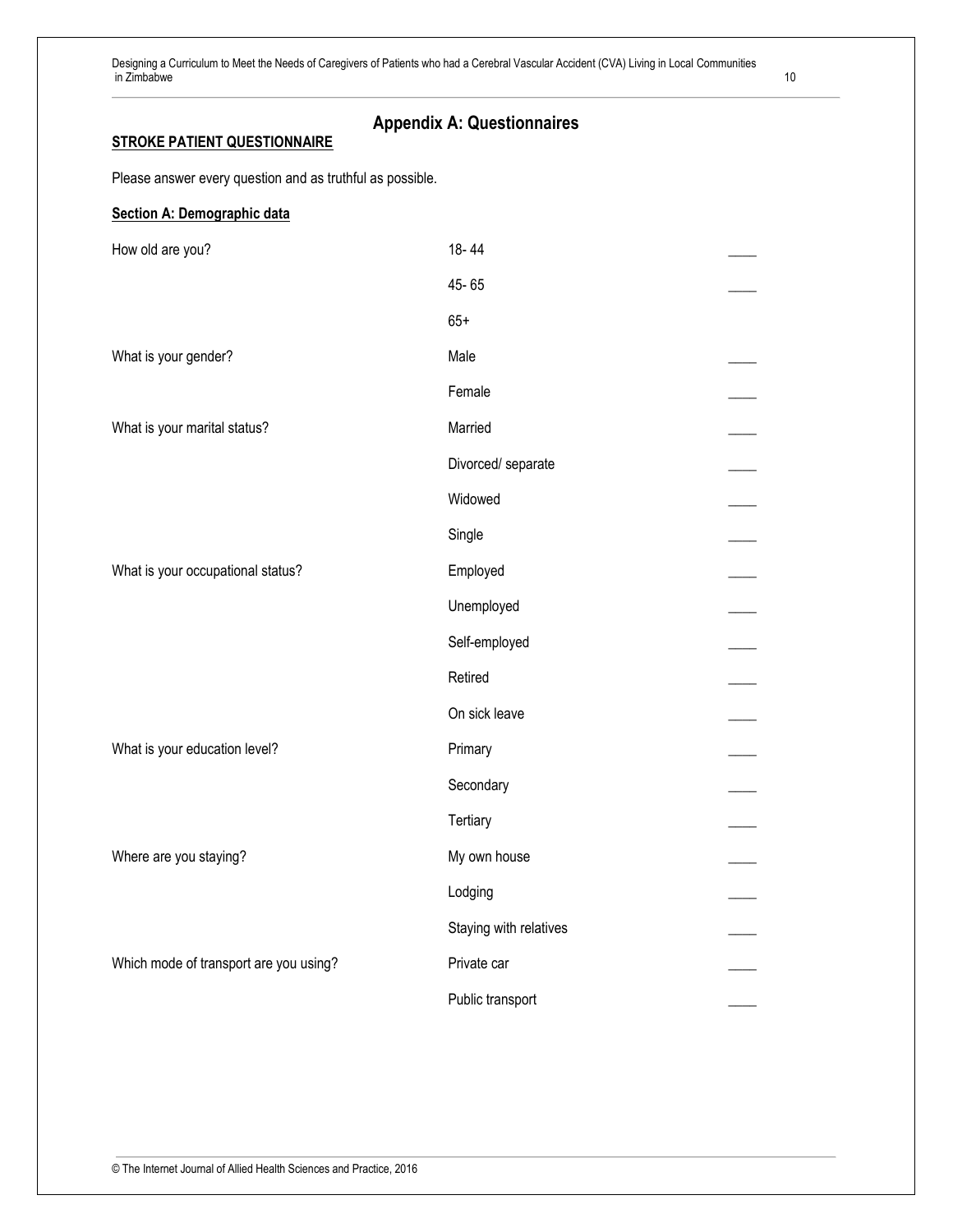# Appendix A: Questionnaires

**STROKE PATIENT QUESTIONNAIRE**

Please answer every question and as truthful as possible.

**Section A: Demographic data**

| | | |
|---|---|---|
| How old are you? | 18- 44 | ____ |
| | 45- 65 | ____ |
| | 65+ | |
| What is your gender? | Male | ____ |
| | Female | ____ |
| What is your marital status? | Married | ____ |
| | Divorced/ separate | ____ |
| | Widowed | ____ |
| | Single | ____ |
| What is your occupational status? | Employed | ____ |
| | Unemployed | ____ |
| | Self-employed | ____ |
| | Retired | ____ |
| | On sick leave | ____ |
| What is your education level? | Primary | ____ |
| | Secondary | ____ |
| | Tertiary | ____ |
| Where are you staying? | My own house | ____ |
| | Lodging | ____ |
| | Staying with relatives | ____ |
| Which mode of transport are you using? | Private car | ____ |
| | Public transport | ____ |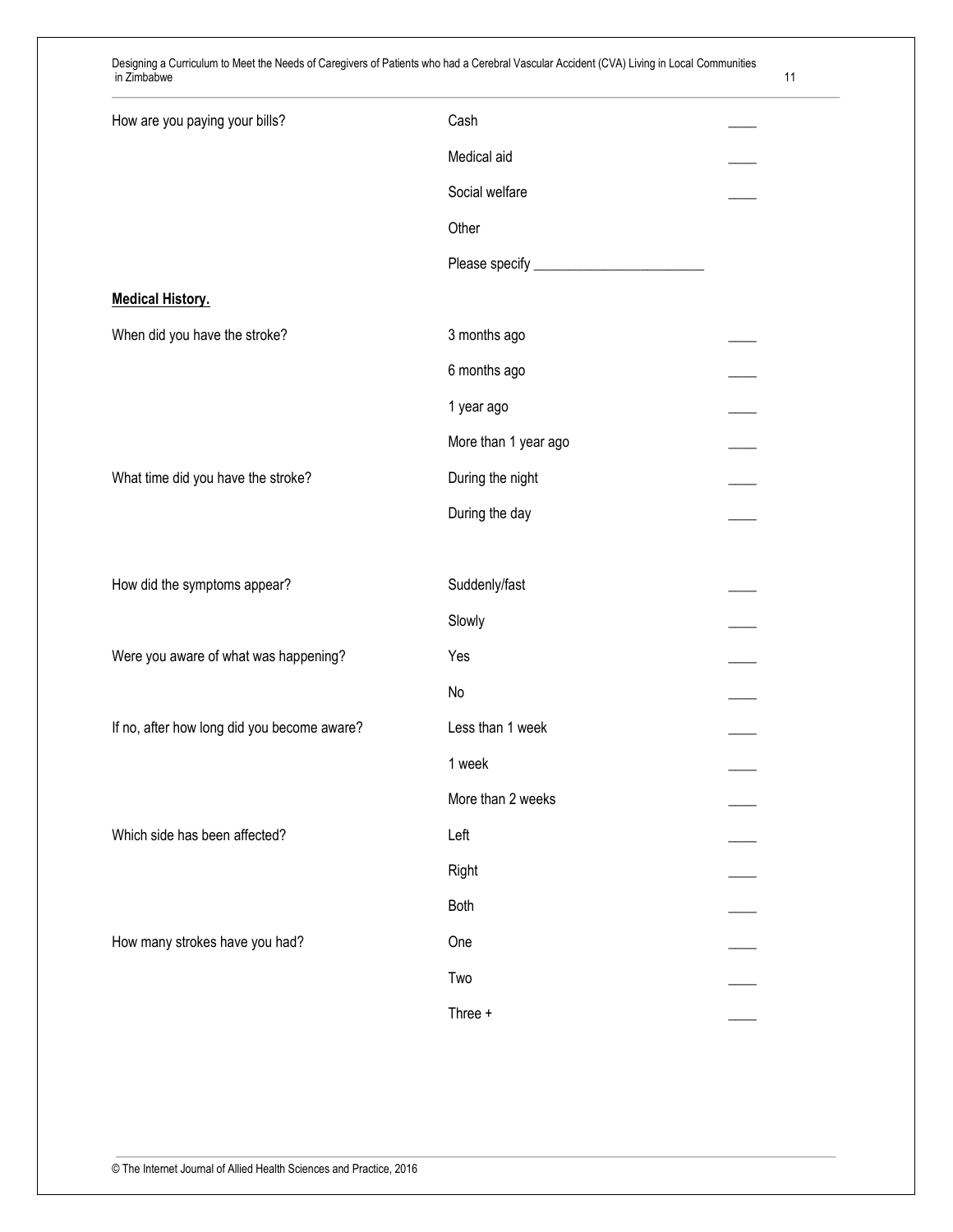| | | |
|---|---|---|
| How are you paying your bills? | Cash | ____ |
| | Medical aid | ____ |
| | Social welfare | ____ |
| | Other | |
| | Please specify ________________________ | |

**Medical History.**

| | | |
|---|---|---|
| When did you have the stroke? | 3 months ago | ____ |
| | 6 months ago | ____ |
| | 1 year ago | ____ |
| | More than 1 year ago | ____ |
| What time did you have the stroke? | During the night | ____ |
| | During the day | ____ |
| How did the symptoms appear? | Suddenly/fast | ____ |
| | Slowly | ____ |
| Were you aware of what was happening? | Yes | ____ |
| | No | ____ |
| If no, after how long did you become aware? | Less than 1 week | ____ |
| | 1 week | ____ |
| | More than 2 weeks | ____ |
| Which side has been affected? | Left | ____ |
| | Right | ____ |
| | Both | ____ |
| How many strokes have you had? | One | ____ |
| | Two | ____ |
| | Three + | ____ |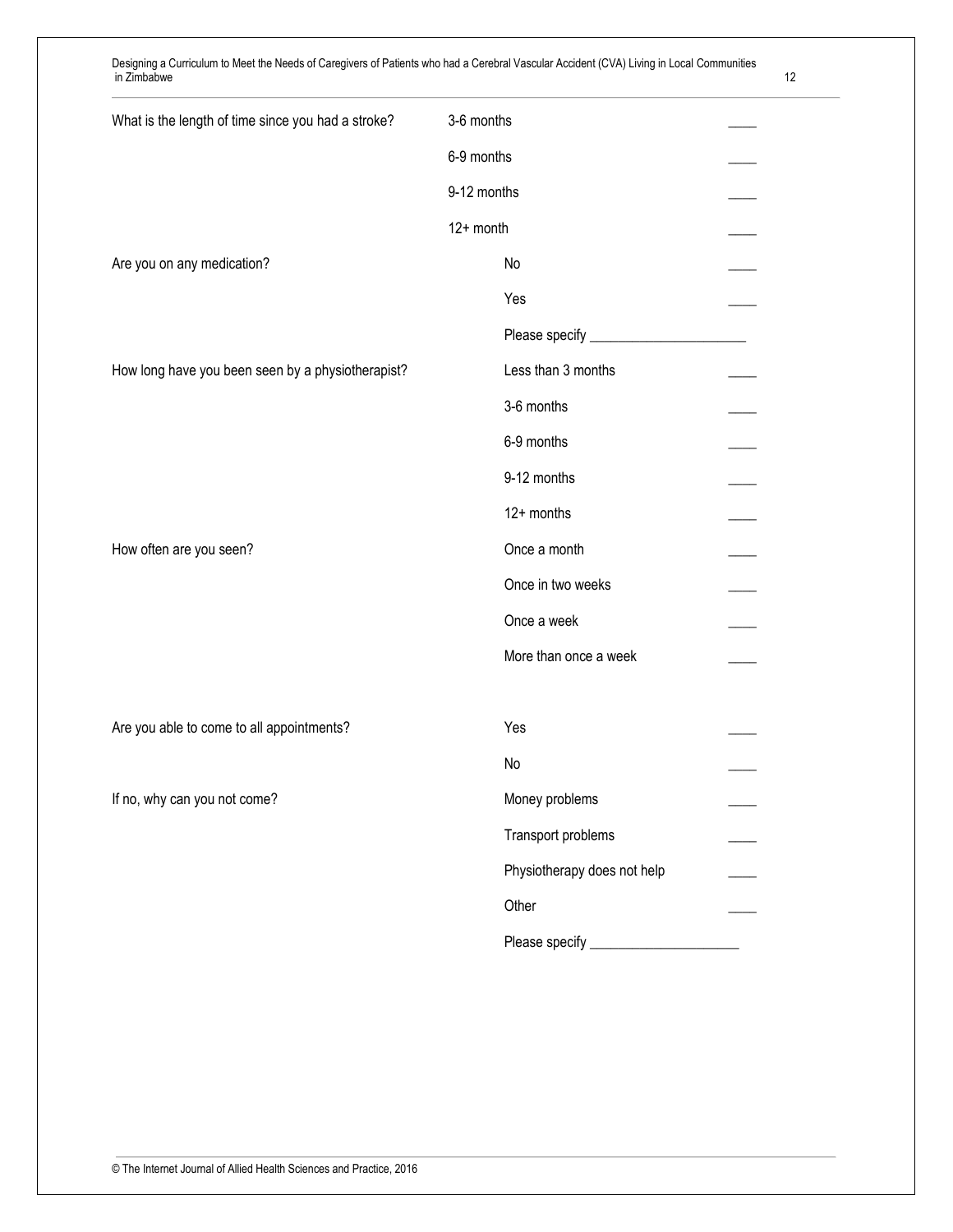| | | |
|---|---|---|
| What is the length of time since you had a stroke? | 3-6 months | ____ |
| | 6-9 months | ____ |
| | 9-12 months | ____ |
| | 12+ month | ____ |
| Are you on any medication? | No | ____ |
| | Yes | ____ |
| | Please specify ______________________ | |
| How long have you been seen by a physiotherapist? | Less than 3 months | ____ |
| | 3-6 months | ____ |
| | 6-9 months | ____ |
| | 9-12 months | ____ |
| | 12+ months | ____ |
| How often are you seen? | Once a month | ____ |
| | Once in two weeks | ____ |
| | Once a week | ____ |
| | More than once a week | ____ |
| Are you able to come to all appointments? | Yes | ____ |
| | No | ____ |
| If no, why can you not come? | Money problems | ____ |
| | Transport problems | ____ |
| | Physiotherapy does not help | ____ |
| | Other | ____ |
| | Please specify _____________________ | |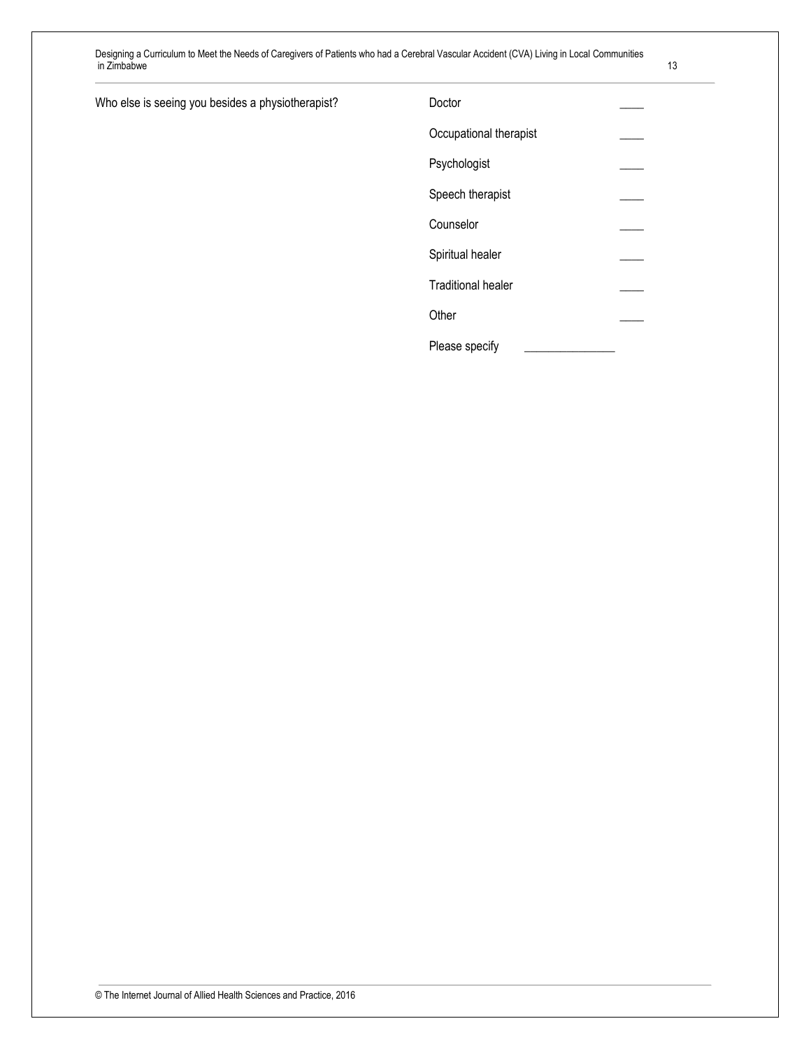| Who else is seeing you besides a physiotherapist? | | |
| --- | --- | --- |
| | Doctor | ____ |
| | Occupational therapist | ____ |
| | Psychologist | ____ |
| | Speech therapist | ____ |
| | Counselor | ____ |
| | Spiritual healer | ____ |
| | Traditional healer | ____ |
| | Other | ____ |
| | Please specify ______________ | |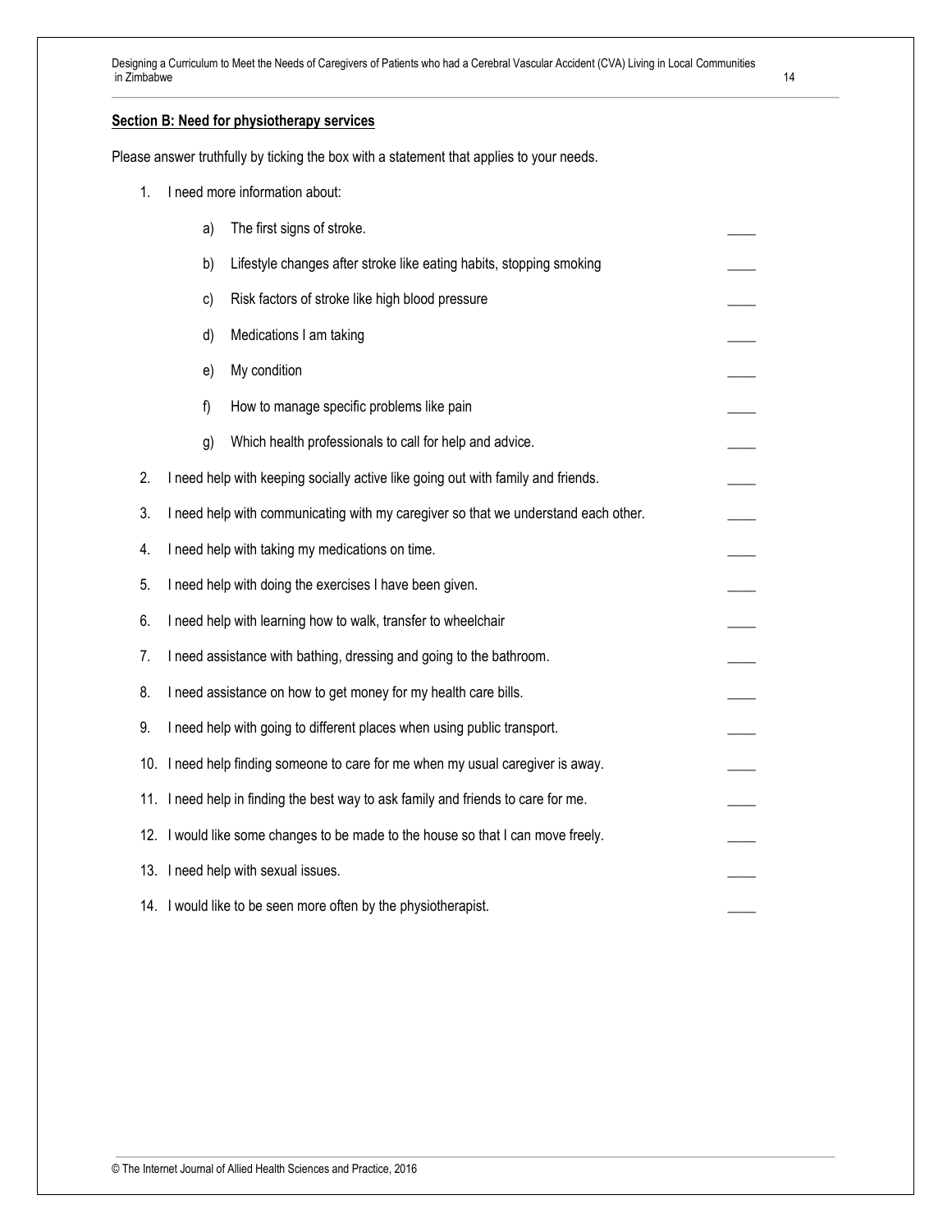**Section B: Need for physiotherapy services**

Please answer truthfully by ticking the box with a statement that applies to your needs.

1. I need more information about:
   a) The first signs of stroke. ____
   b) Lifestyle changes after stroke like eating habits, stopping smoking ____
   c) Risk factors of stroke like high blood pressure ____
   d) Medications I am taking ____
   e) My condition ____
   f) How to manage specific problems like pain ____
   g) Which health professionals to call for help and advice. ____
2. I need help with keeping socially active like going out with family and friends. ____
3. I need help with communicating with my caregiver so that we understand each other. ____
4. I need help with taking my medications on time. ____
5. I need help with doing the exercises I have been given. ____
6. I need help with learning how to walk, transfer to wheelchair ____
7. I need assistance with bathing, dressing and going to the bathroom. ____
8. I need assistance on how to get money for my health care bills. ____
9. I need help with going to different places when using public transport. ____
10. I need help finding someone to care for me when my usual caregiver is away. ____
11. I need help in finding the best way to ask family and friends to care for me. ____
12. I would like some changes to be made to the house so that I can move freely. ____
13. I need help with sexual issues. ____
14. I would like to be seen more often by the physiotherapist. ____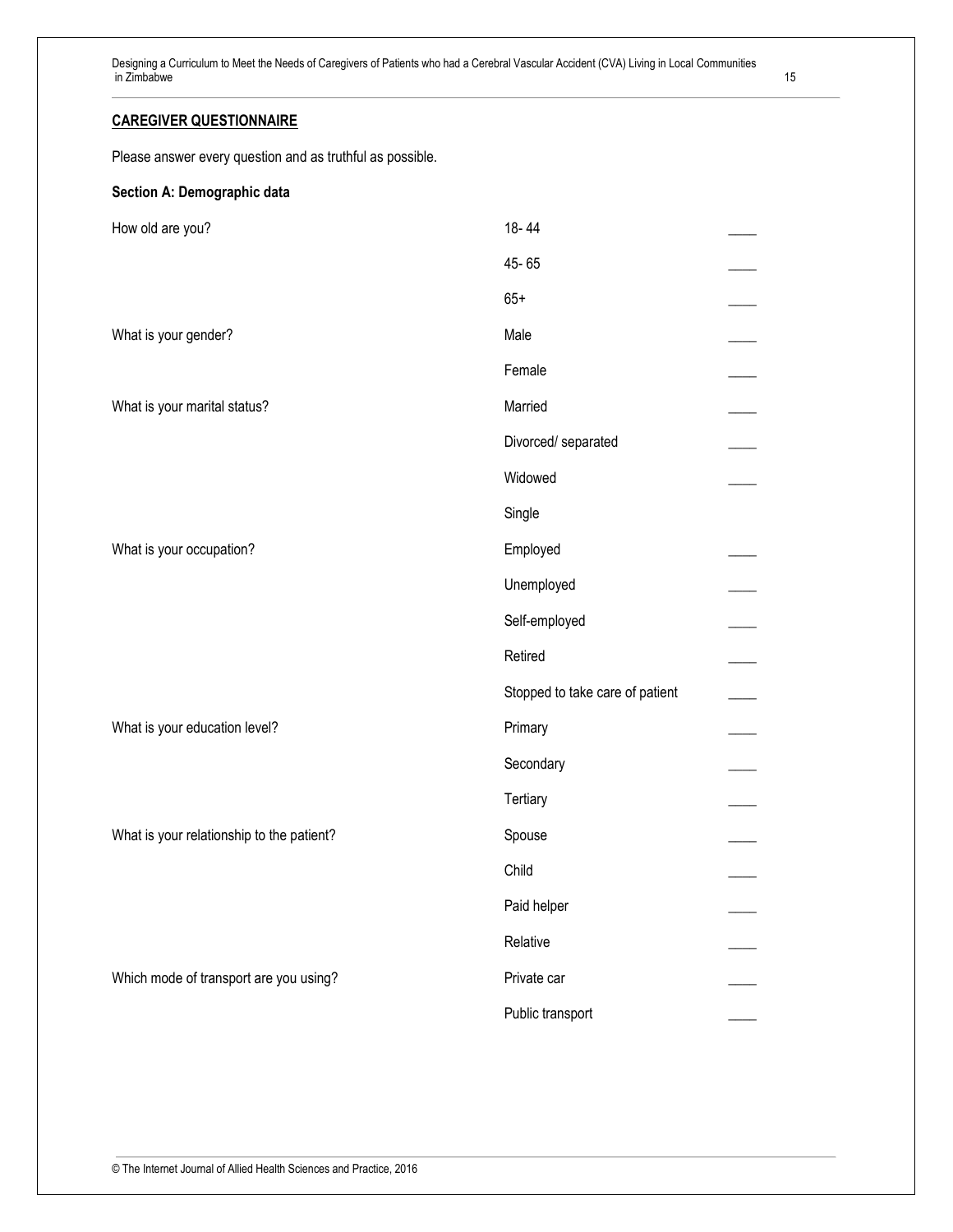**CAREGIVER QUESTIONNAIRE**

Please answer every question and as truthful as possible.

**Section A: Demographic data**

| | | |
|---|---|---|
| How old are you? | 18- 44 | ____ |
| | 45- 65 | ____ |
| | 65+ | ____ |
| What is your gender? | Male | ____ |
| | Female | ____ |
| What is your marital status? | Married | ____ |
| | Divorced/ separated | ____ |
| | Widowed | ____ |
| | Single | |
| What is your occupation? | Employed | ____ |
| | Unemployed | ____ |
| | Self-employed | ____ |
| | Retired | ____ |
| | Stopped to take care of patient | ____ |
| What is your education level? | Primary | ____ |
| | Secondary | ____ |
| | Tertiary | ____ |
| What is your relationship to the patient? | Spouse | ____ |
| | Child | ____ |
| | Paid helper | ____ |
| | Relative | ____ |
| Which mode of transport are you using? | Private car | ____ |
| | Public transport | ____ |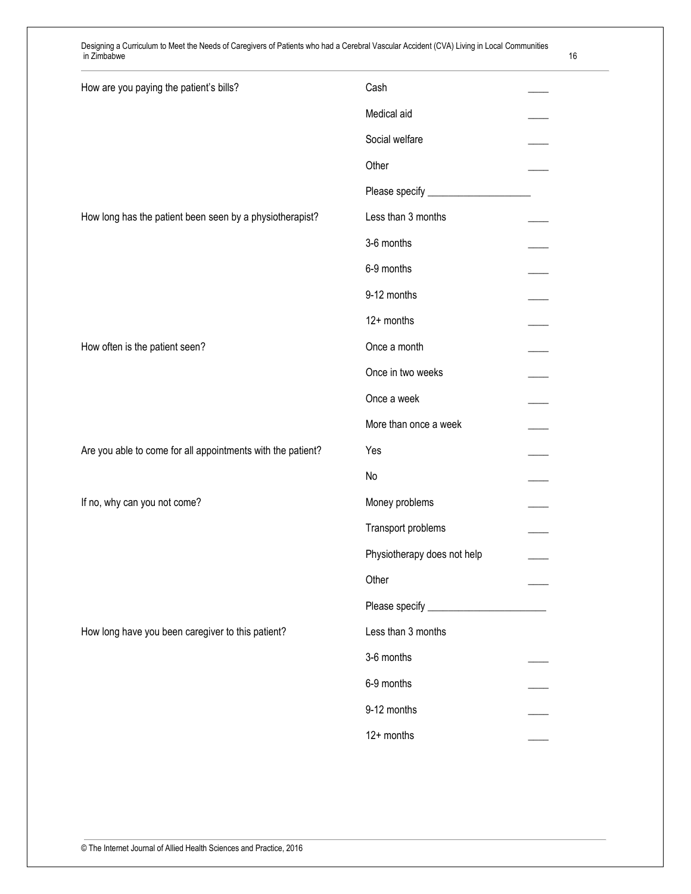| | | |
|---|---|---|
| How are you paying the patient's bills? | Cash | ____ |
| | Medical aid | ____ |
| | Social welfare | ____ |
| | Other | ____ |
| | Please specify ____________________ | |
| How long has the patient been seen by a physiotherapist? | Less than 3 months | ____ |
| | 3-6 months | ____ |
| | 6-9 months | ____ |
| | 9-12 months | ____ |
| | 12+ months | ____ |
| How often is the patient seen? | Once a month | ____ |
| | Once in two weeks | ____ |
| | Once a week | ____ |
| | More than once a week | ____ |
| Are you able to come for all appointments with the patient? | Yes | ____ |
| | No | ____ |
| If no, why can you not come? | Money problems | ____ |
| | Transport problems | ____ |
| | Physiotherapy does not help | ____ |
| | Other | ____ |
| | Please specify _______________________ | |
| How long have you been caregiver to this patient? | Less than 3 months | |
| | 3-6 months | ____ |
| | 6-9 months | ____ |
| | 9-12 months | ____ |
| | 12+ months | ____ |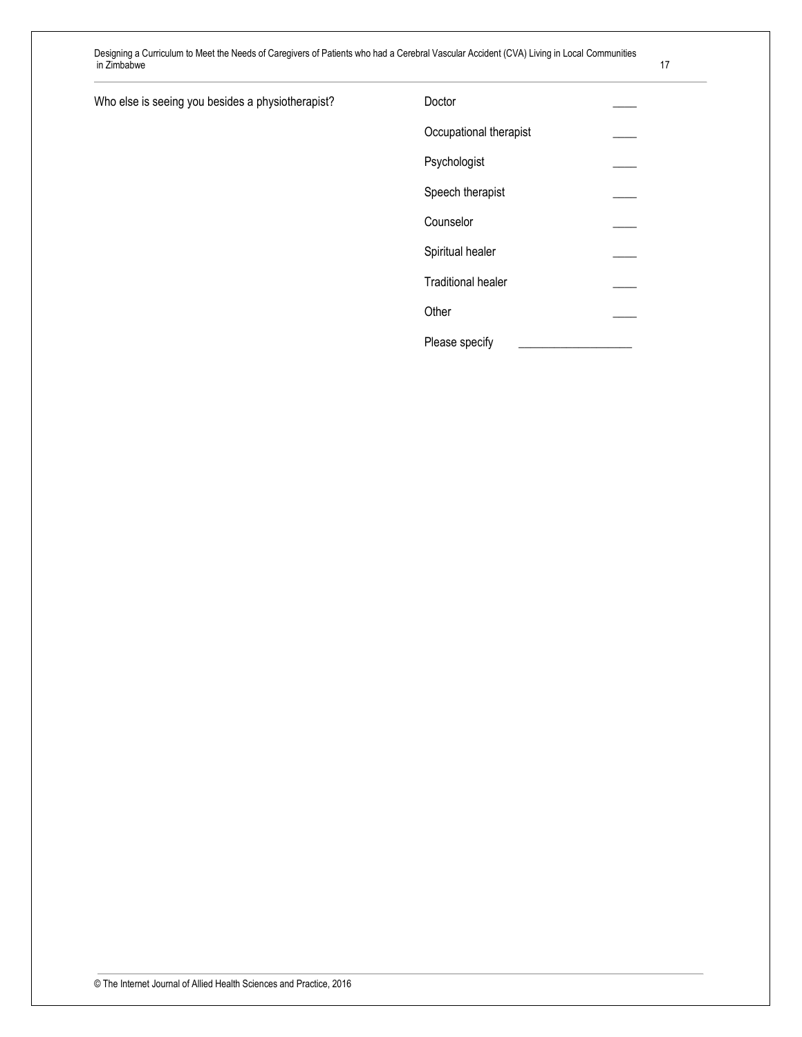Who else is seeing you besides a physiotherapist?

| | | |
|---|---|---|
| | Doctor | ____ |
| | Occupational therapist | ____ |
| | Psychologist | ____ |
| | Speech therapist | ____ |
| | Counselor | ____ |
| | Spiritual healer | ____ |
| | Traditional healer | ____ |
| | Other | ____ |
| | Please specify ___________________ | |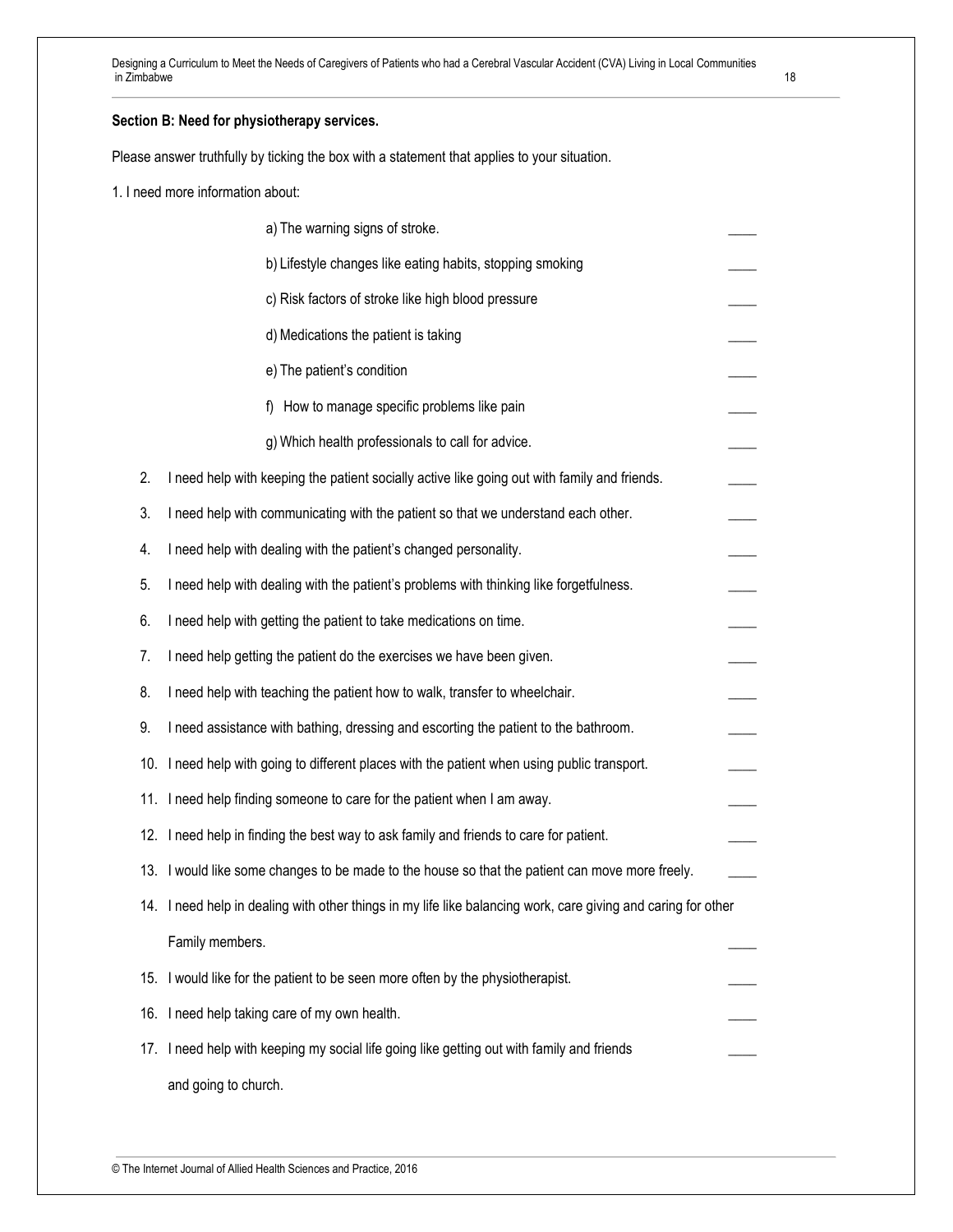**Section B: Need for physiotherapy services.**

Please answer truthfully by ticking the box with a statement that applies to your situation.

1. I need more information about:

   a) The warning signs of stroke. \_\_\_\_

   b) Lifestyle changes like eating habits, stopping smoking \_\_\_\_

   c) Risk factors of stroke like high blood pressure \_\_\_\_

   d) Medications the patient is taking \_\_\_\_

   e) The patient's condition \_\_\_\_

   f) How to manage specific problems like pain \_\_\_\_

   g) Which health professionals to call for advice. \_\_\_\_

2. I need help with keeping the patient socially active like going out with family and friends. \_\_\_\_
3. I need help with communicating with the patient so that we understand each other. \_\_\_\_
4. I need help with dealing with the patient's changed personality. \_\_\_\_
5. I need help with dealing with the patient's problems with thinking like forgetfulness. \_\_\_\_
6. I need help with getting the patient to take medications on time. \_\_\_\_
7. I need help getting the patient do the exercises we have been given. \_\_\_\_
8. I need help with teaching the patient how to walk, transfer to wheelchair. \_\_\_\_
9. I need assistance with bathing, dressing and escorting the patient to the bathroom. \_\_\_\_
10. I need help with going to different places with the patient when using public transport. \_\_\_\_
11. I need help finding someone to care for the patient when I am away. \_\_\_\_
12. I need help in finding the best way to ask family and friends to care for patient. \_\_\_\_
13. I would like some changes to be made to the house so that the patient can move more freely. \_\_\_\_
14. I need help in dealing with other things in my life like balancing work, care giving and caring for other Family members. \_\_\_\_
15. I would like for the patient to be seen more often by the physiotherapist. \_\_\_\_
16. I need help taking care of my own health. \_\_\_\_
17. I need help with keeping my social life going like getting out with family and friends and going to church. \_\_\_\_